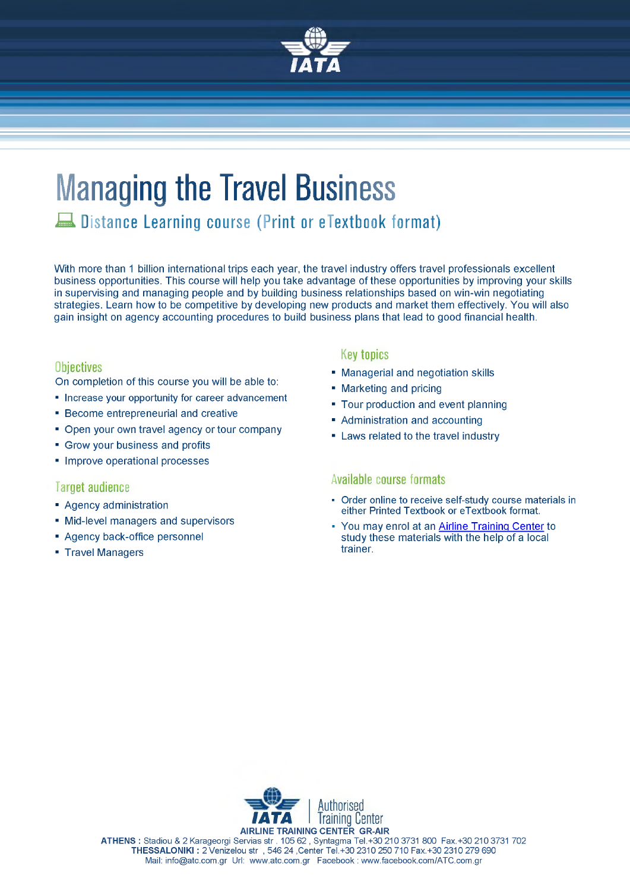# Managing the Travel Business

## Distance Learning course (Print or eTextbook format)

With more than 1 billion international trips each year, the travel industry offers travel professionals excellent business opportunities. This course will help you take advantage of these opportunities by improving your skills in supervising and managing people and by building business relationships based on win-win negotiating strategies. Learn how to be competitive by developing new products and market them effectively. You will also gain insight on agency accounting procedures to build business plans that lead to good financial health.

### Objectives

On completion of this course you will be able to:

- Increase your opportunity for career advancement
- Become entrepreneurial and creative
- Open your own travel agency or tour company
- Grow your business and profits
- Improve operational processes

### Target audience

- Agency administration
- Mid-level managers and supervisors
- Agency back-office personnel
- Travel Managers

### Key topics

- Managerial and negotiation skills
- Marketing and pricing
- Tour production and event planning
- Administration and accounting
- Laws related to the travel industry

### Available course formats

- Order online to receive self-study course materials in either Printed Textbook or eTextbook format.
- You may enrol at an Airline Training Center to study these materials with the help of a local trainer.

IATA | Authorised Training Center

**AIRLINE TRAINING CENTER GR-AIR**

**ATHENS :** Stadiou & 2 Karageorgi Servias str . 105 62 , Syntagma Tel.+30 210 3731 800 Fax.+30 210 3731 702
**THESSALONIKI :** 2 Venizelou str , 546 24 ,Center Tel.+30 2310 250 710 Fax.+30 2310 279 690
Mail: info@atc.com.gr Url: www.atc.com.gr Facebook : www.facebook.com/ATC.com.gr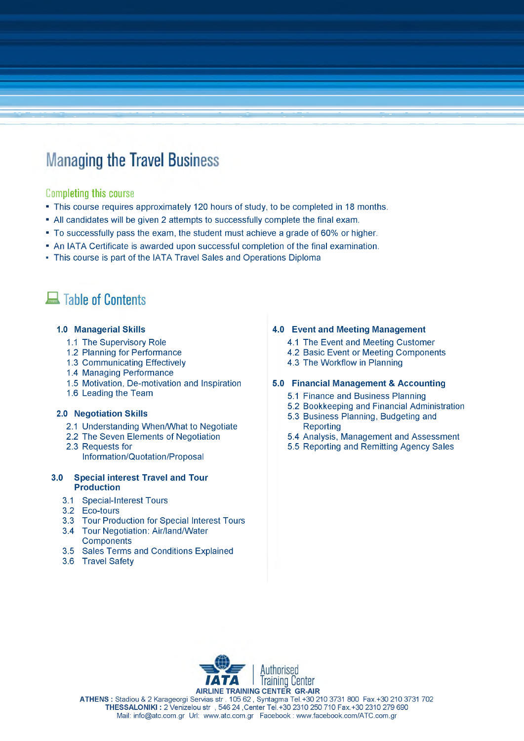# Managing the Travel Business

## Completing this course

- This course requires approximately 120 hours of study, to be completed in 18 months.
- All candidates will be given 2 attempts to successfully complete the final exam.
- To successfully pass the exam, the student must achieve a grade of 60% or higher.
- An IATA Certificate is awarded upon successful completion of the final examination.
- This course is part of the IATA Travel Sales and Operations Diploma

## Table of Contents

**1.0 Managerial Skills**

1.1 The Supervisory Role
1.2 Planning for Performance
1.3 Communicating Effectively
1.4 Managing Performance
1.5 Motivation, De-motivation and Inspiration
1.6 Leading the Team

**2.0 Negotiation Skills**

2.1 Understanding When/What to Negotiate
2.2 The Seven Elements of Negotiation
2.3 Requests for Information/Quotation/Proposal

**3.0 Special interest Travel and Tour Production**

3.1 Special-Interest Tours
3.2 Eco-tours
3.3 Tour Production for Special Interest Tours
3.4 Tour Negotiation: Air/land/Water Components
3.5 Sales Terms and Conditions Explained
3.6 Travel Safety

**4.0 Event and Meeting Management**

4.1 The Event and Meeting Customer
4.2 Basic Event or Meeting Components
4.3 The Workflow in Planning

**5.0 Financial Management & Accounting**

5.1 Finance and Business Planning
5.2 Bookkeeping and Financial Administration
5.3 Business Planning, Budgeting and Reporting
5.4 Analysis, Management and Assessment
5.5 Reporting and Remitting Agency Sales

IATA | Authorised Training Center

AIRLINE TRAINING CENTER GR-AIR

**ATHENS :** Stadiou & 2 Karageorgi Servias str . 105 62 , Syntagma Tel.+30 210 3731 800 Fax.+30 210 3731 702
**THESSALONIKI :** 2 Venizelou str , 546 24 ,Center Tel.+30 2310 250 710 Fax.+30 2310 279 690
Mail: info@atc.com.gr Url: www.atc.com.gr Facebook : www.facebook.com/ATC.com.gr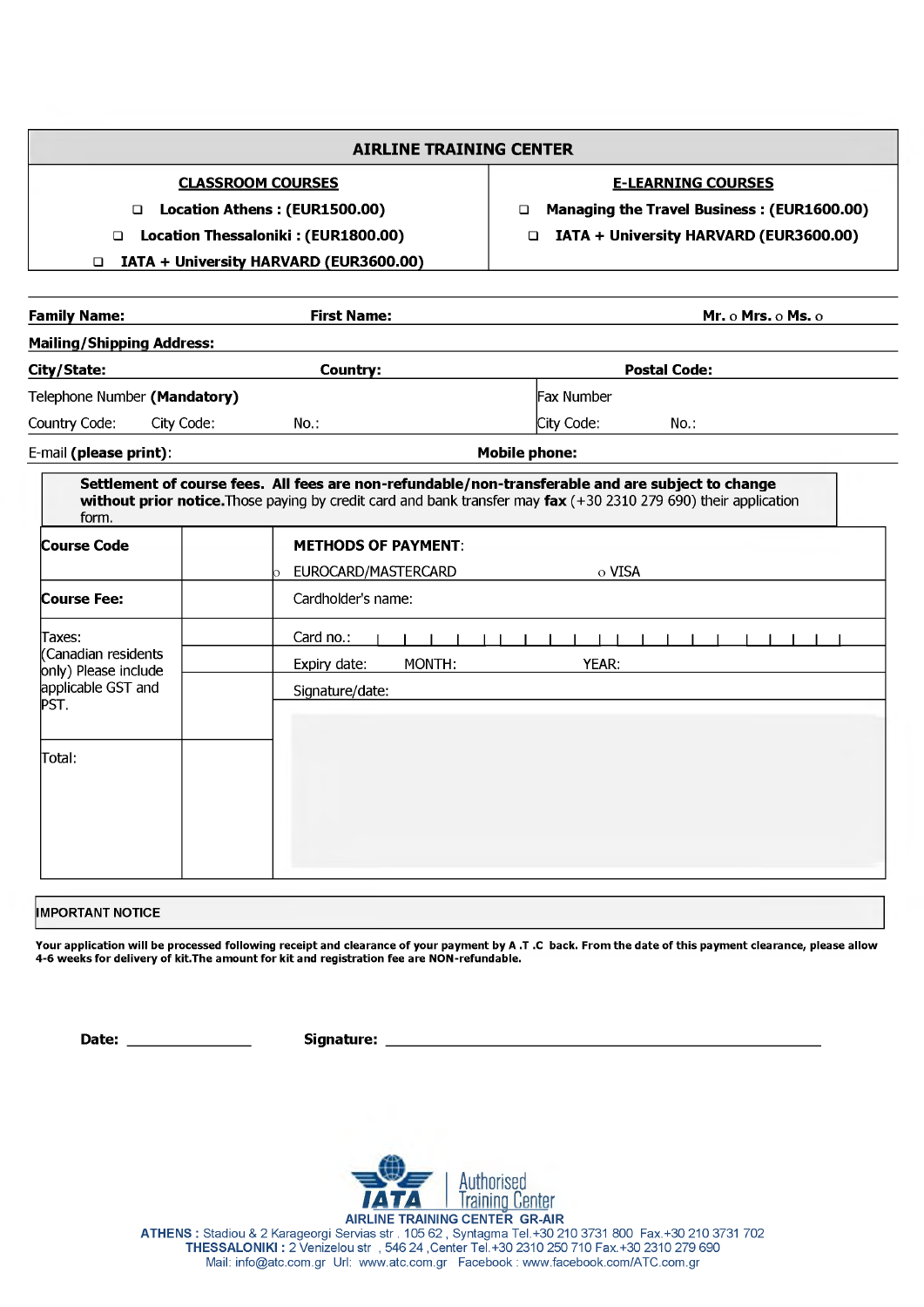# AIRLINE TRAINING CENTER

| CLASSROOM COURSES | E-LEARNING COURSES |
|---|---|
| ❑ Location Athens : (EUR1500.00) | ❑ Managing the Travel Business : (EUR1600.00) |
| ❑ Location Thessaloniki : (EUR1800.00) | ❑ IATA + University HARVARD (EUR3600.00) |
| ❑ IATA + University HARVARD (EUR3600.00) | |

**Family Name:** **First Name:** **Mr.** o **Mrs.** o **Ms.** o

**Mailing/Shipping Address:**

**City/State:** **Country:** **Postal Code:**

Telephone Number **(Mandatory)**

Country Code: City Code: No.:

Fax Number

City Code: No.:

E-mail **(please print)**: **Mobile phone:**

**Settlement of course fees. All fees are non-refundable/non-transferable and are subject to change without prior notice.** Those paying by credit card and bank transfer may **fax** (+30 2310 279 690) their application form.

| | | |
|---|---|---|
| **Course Code** | | **METHODS OF PAYMENT**: o EUROCARD/MASTERCARD o VISA |
| **Course Fee:** | | Cardholder's name: |
| Taxes: (Canadian residents only) Please include applicable GST and PST. | | Card no.: |
| | | Expiry date: MONTH: YEAR: |
| | | Signature/date: |
| Total: | | |

IMPORTANT NOTICE

**Your application will be processed following receipt and clearance of your payment by A .T .C back. From the date of this payment clearance, please allow 4-6 weeks for delivery of kit.The amount for kit and registration fee are NON-refundable.**

**Date:** _______________ **Signature:** _______________________________________________

IATA Authorised Training Center

AIRLINE TRAINING CENTER GR-AIR

**ATHENS :** Stadiou & 2 Karageorgi Servias str . 105 62 , Syntagma Tel.+30 210 3731 800 Fax.+30 210 3731 702
**THESSALONIKI :** 2 Venizelou str , 546 24 ,Center Tel.+30 2310 250 710 Fax.+30 2310 279 690
Mail: info@atc.com.gr Url: www.atc.com.gr Facebook : www.facebook.com/ATC.com.gr